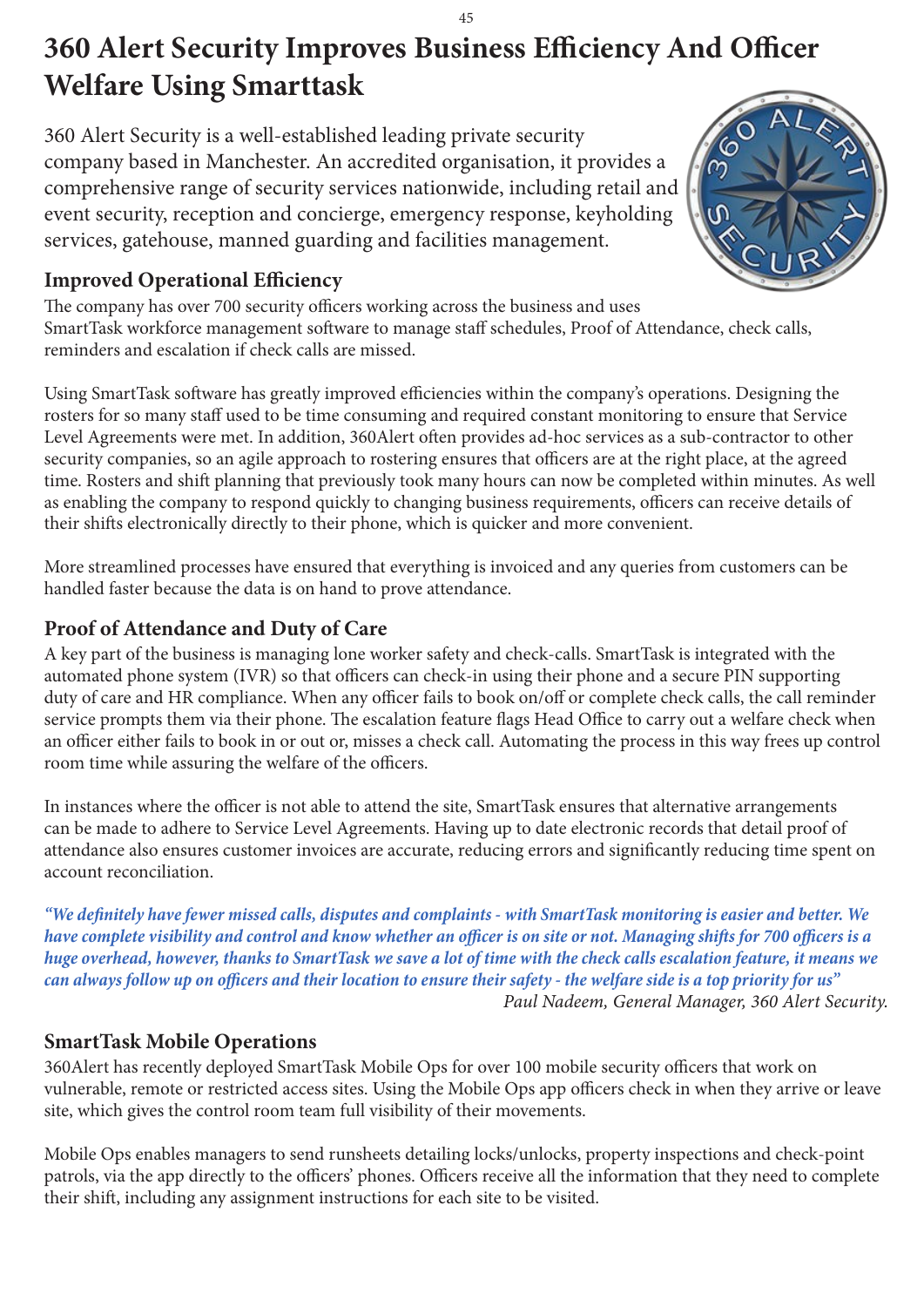# 360 Alert Security Improves Business Efficiency And Officer Welfare Using Smarttask

360 Alert Security is a well-established leading private security company based in Manchester. An accredited organisation, it provides a comprehensive range of security services nationwide, including retail and event security, reception and concierge, emergency response, keyholding services, gatehouse, manned guarding and facilities management.

## Improved Operational Efficiency

The company has over 700 security officers working across the business and uses SmartTask workforce management software to manage staff schedules, Proof of Attendance, check calls, reminders and escalation if check calls are missed.

Using SmartTask software has greatly improved efficiencies within the company's operations. Designing the rosters for so many staff used to be time consuming and required constant monitoring to ensure that Service Level Agreements were met. In addition, 360Alert often provides ad-hoc services as a sub-contractor to other security companies, so an agile approach to rostering ensures that officers are at the right place, at the agreed time. Rosters and shift planning that previously took many hours can now be completed within minutes. As well as enabling the company to respond quickly to changing business requirements, officers can receive details of their shifts electronically directly to their phone, which is quicker and more convenient.

More streamlined processes have ensured that everything is invoiced and any queries from customers can be handled faster because the data is on hand to prove attendance.

## Proof of Attendance and Duty of Care

A key part of the business is managing lone worker safety and check-calls. SmartTask is integrated with the automated phone system (IVR) so that officers can check-in using their phone and a secure PIN supporting duty of care and HR compliance. When any officer fails to book on/off or complete check calls, the call reminder service prompts them via their phone. The escalation feature flags Head Office to carry out a welfare check when an officer either fails to book in or out or, misses a check call. Automating the process in this way frees up control room time while assuring the welfare of the officers.

In instances where the officer is not able to attend the site, SmartTask ensures that alternative arrangements can be made to adhere to Service Level Agreements. Having up to date electronic records that detail proof of attendance also ensures customer invoices are accurate, reducing errors and significantly reducing time spent on account reconciliation.

***"We definitely have fewer missed calls, disputes and complaints - with SmartTask monitoring is easier and better. We have complete visibility and control and know whether an officer is on site or not. Managing shifts for 700 officers is a huge overhead, however, thanks to SmartTask we save a lot of time with the check calls escalation feature, it means we can always follow up on officers and their location to ensure their safety - the welfare side is a top priority for us"***

*Paul Nadeem, General Manager, 360 Alert Security.*

## SmartTask Mobile Operations

360Alert has recently deployed SmartTask Mobile Ops for over 100 mobile security officers that work on vulnerable, remote or restricted access sites. Using the Mobile Ops app officers check in when they arrive or leave site, which gives the control room team full visibility of their movements.

Mobile Ops enables managers to send runsheets detailing locks/unlocks, property inspections and check-point patrols, via the app directly to the officers' phones. Officers receive all the information that they need to complete their shift, including any assignment instructions for each site to be visited.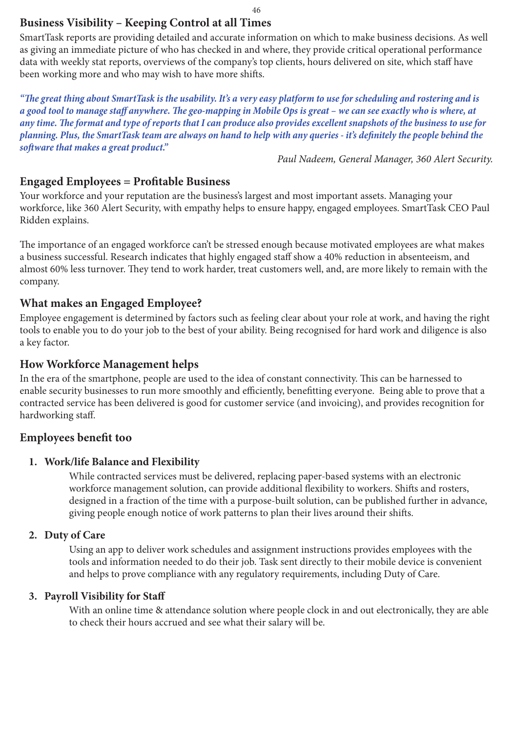## Business Visibility – Keeping Control at all Times

SmartTask reports are providing detailed and accurate information on which to make business decisions. As well as giving an immediate picture of who has checked in and where, they provide critical operational performance data with weekly stat reports, overviews of the company's top clients, hours delivered on site, which staff have been working more and who may wish to have more shifts.

***"The great thing about SmartTask is the usability. It's a very easy platform to use for scheduling and rostering and is a good tool to manage staff anywhere. The geo-mapping in Mobile Ops is great – we can see exactly who is where, at any time. The format and type of reports that I can produce also provides excellent snapshots of the business to use for planning. Plus, the SmartTask team are always on hand to help with any queries - it's definitely the people behind the software that makes a great product."***

*Paul Nadeem, General Manager, 360 Alert Security.*

## Engaged Employees = Profitable Business

Your workforce and your reputation are the business's largest and most important assets. Managing your workforce, like 360 Alert Security, with empathy helps to ensure happy, engaged employees. SmartTask CEO Paul Ridden explains.

The importance of an engaged workforce can't be stressed enough because motivated employees are what makes a business successful. Research indicates that highly engaged staff show a 40% reduction in absenteeism, and almost 60% less turnover. They tend to work harder, treat customers well, and, are more likely to remain with the company.

## What makes an Engaged Employee?

Employee engagement is determined by factors such as feeling clear about your role at work, and having the right tools to enable you to do your job to the best of your ability. Being recognised for hard work and diligence is also a key factor.

## How Workforce Management helps

In the era of the smartphone, people are used to the idea of constant connectivity. This can be harnessed to enable security businesses to run more smoothly and efficiently, benefitting everyone. Being able to prove that a contracted service has been delivered is good for customer service (and invoicing), and provides recognition for hardworking staff.

## Employees benefit too

1. **Work/life Balance and Flexibility**

   While contracted services must be delivered, replacing paper-based systems with an electronic workforce management solution, can provide additional flexibility to workers. Shifts and rosters, designed in a fraction of the time with a purpose-built solution, can be published further in advance, giving people enough notice of work patterns to plan their lives around their shifts.

2. **Duty of Care**

   Using an app to deliver work schedules and assignment instructions provides employees with the tools and information needed to do their job. Task sent directly to their mobile device is convenient and helps to prove compliance with any regulatory requirements, including Duty of Care.

3. **Payroll Visibility for Staff**

   With an online time & attendance solution where people clock in and out electronically, they are able to check their hours accrued and see what their salary will be.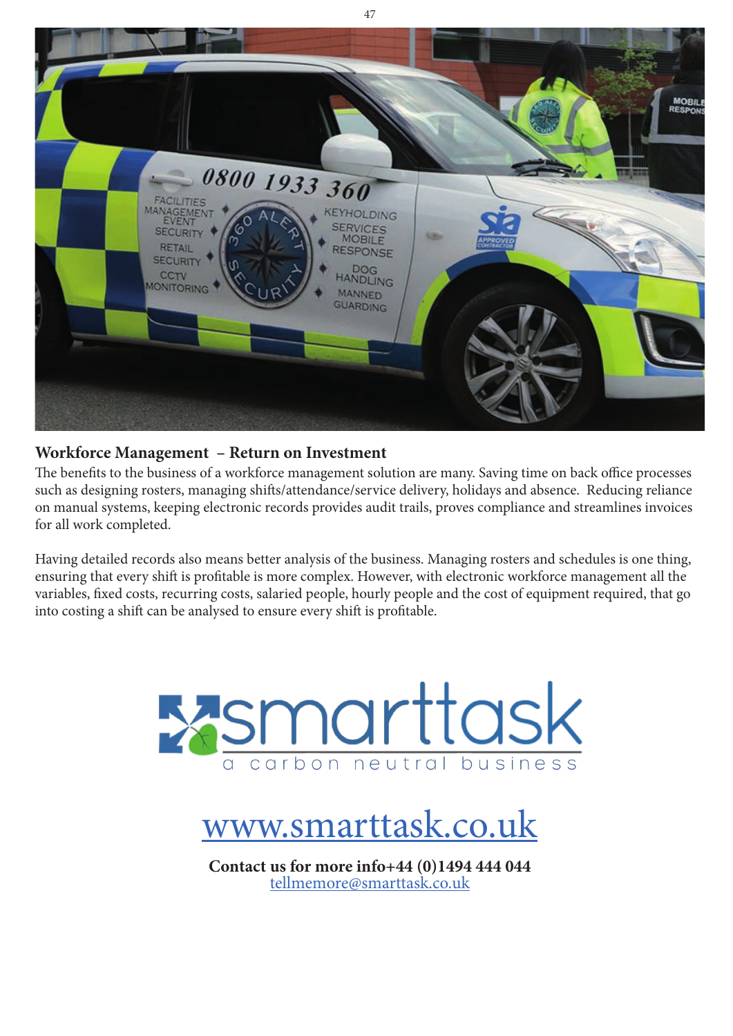## Workforce Management – Return on Investment

The benefits to the business of a workforce management solution are many. Saving time on back office processes such as designing rosters, managing shifts/attendance/service delivery, holidays and absence. Reducing reliance on manual systems, keeping electronic records provides audit trails, proves compliance and streamlines invoices for all work completed.

Having detailed records also means better analysis of the business. Managing rosters and schedules is one thing, ensuring that every shift is profitable is more complex. However, with electronic workforce management all the variables, fixed costs, recurring costs, salaried people, hourly people and the cost of equipment required, that go into costing a shift can be analysed to ensure every shift is profitable.

smarttask

a carbon neutral business

[www.smarttask.co.uk](http://www.smarttask.co.uk)

**Contact us for more info+44 (0)1494 444 044**
[tellmemore@smarttask.co.uk](mailto:tellmemore@smarttask.co.uk)